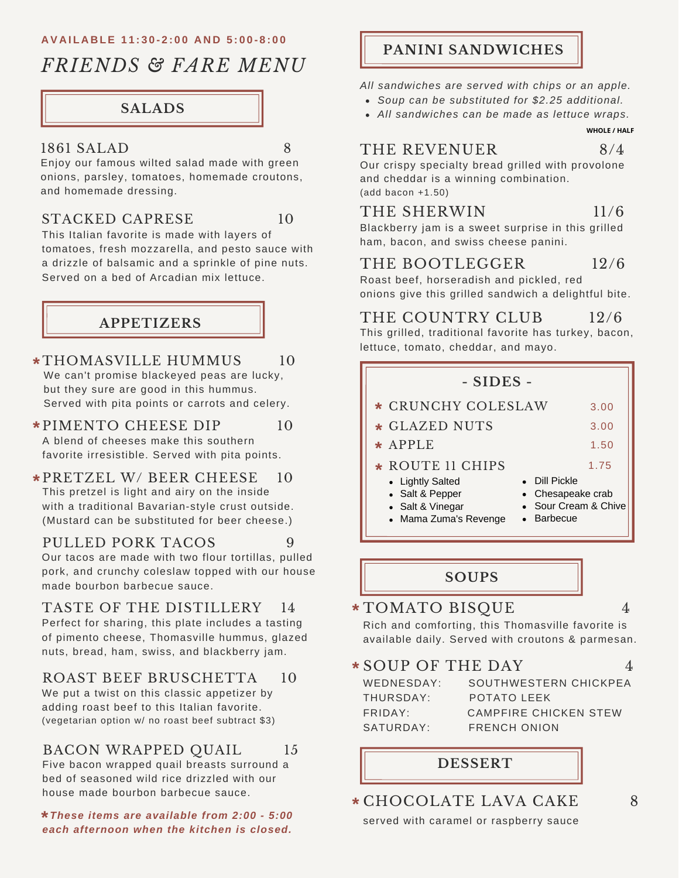AVAILABLE 11:30-2:00 AND 5:00-8:00

# *FRIENDS & FARE MENU*

## SALADS

### 1861 SALAD — 8

Enjoy our famous wilted salad made with green onions, parsley, tomatoes, homemade croutons, and homemade dressing.

### STACKED CAPRESE — 10

This Italian favorite is made with layers of tomatoes, fresh mozzarella, and pesto sauce with a drizzle of balsamic and a sprinkle of pine nuts. Served on a bed of Arcadian mix lettuce.

## APPETIZERS

### *THOMASVILLE HUMMUS — 10

We can't promise blackeyed peas are lucky, but they sure are good in this hummus. Served with pita points or carrots and celery.

### *PIMENTO CHEESE DIP — 10

A blend of cheeses make this southern favorite irresistible. Served with pita points.

### *PRETZEL W/ BEER CHEESE — 10

This pretzel is light and airy on the inside with a traditional Bavarian-style crust outside. (Mustard can be substituted for beer cheese.)

### PULLED PORK TACOS — 9

Our tacos are made with two flour tortillas, pulled pork, and crunchy coleslaw topped with our house made bourbon barbecue sauce.

### TASTE OF THE DISTILLERY — 14

Perfect for sharing, this plate includes a tasting of pimento cheese, Thomasville hummus, glazed nuts, bread, ham, swiss, and blackberry jam.

### ROAST BEEF BRUSCHETTA — 10

We put a twist on this classic appetizer by adding roast beef to this Italian favorite.
(vegetarian option w/ no roast beef subtract $3)

### BACON WRAPPED QUAIL — 15

Five bacon wrapped quail breasts surround a bed of seasoned wild rice drizzled with our house made bourbon barbecue sauce.

***These items are available from 2:00 - 5:00 each afternoon when the kitchen is closed.***

## PANINI SANDWICHES

*All sandwiches are served with chips or an apple.*

- *Soup can be substituted for $2.25 additional.*
- *All sandwiches can be made as lettuce wraps.*

**WHOLE / HALF**

### THE REVENUER — 8/4

Our crispy specialty bread grilled with provolone and cheddar is a winning combination.
(add bacon +1.50)

### THE SHERWIN — 11/6

Blackberry jam is a sweet surprise in this grilled ham, bacon, and swiss cheese panini.

### THE BOOTLEGGER — 12/6

Roast beef, horseradish and pickled, red onions give this grilled sandwich a delightful bite.

### THE COUNTRY CLUB — 12/6

This grilled, traditional favorite has turkey, bacon, lettuce, tomato, cheddar, and mayo.

## - SIDES -

| Item | Price |
|---|---|
| * CRUNCHY COLESLAW | 3.00 |
| * GLAZED NUTS | 3.00 |
| * APPLE | 1.50 |
| * ROUTE 11 CHIPS | 1.75 |

- Lightly Salted
- Salt & Pepper
- Salt & Vinegar
- Mama Zuma's Revenge
- Dill Pickle
- Chesapeake crab
- Sour Cream & Chive
- Barbecue

## SOUPS

### *TOMATO BISQUE — 4

Rich and comforting, this Thomasville favorite is available daily. Served with croutons & parmesan.

### *SOUP OF THE DAY — 4

| | |
|---|---|
| WEDNESDAY: | SOUTHWESTERN CHICKPEA |
| THURSDAY: | POTATO LEEK |
| FRIDAY: | CAMPFIRE CHICKEN STEW |
| SATURDAY: | FRENCH ONION |

## DESSERT

### *CHOCOLATE LAVA CAKE — 8

served with caramel or raspberry sauce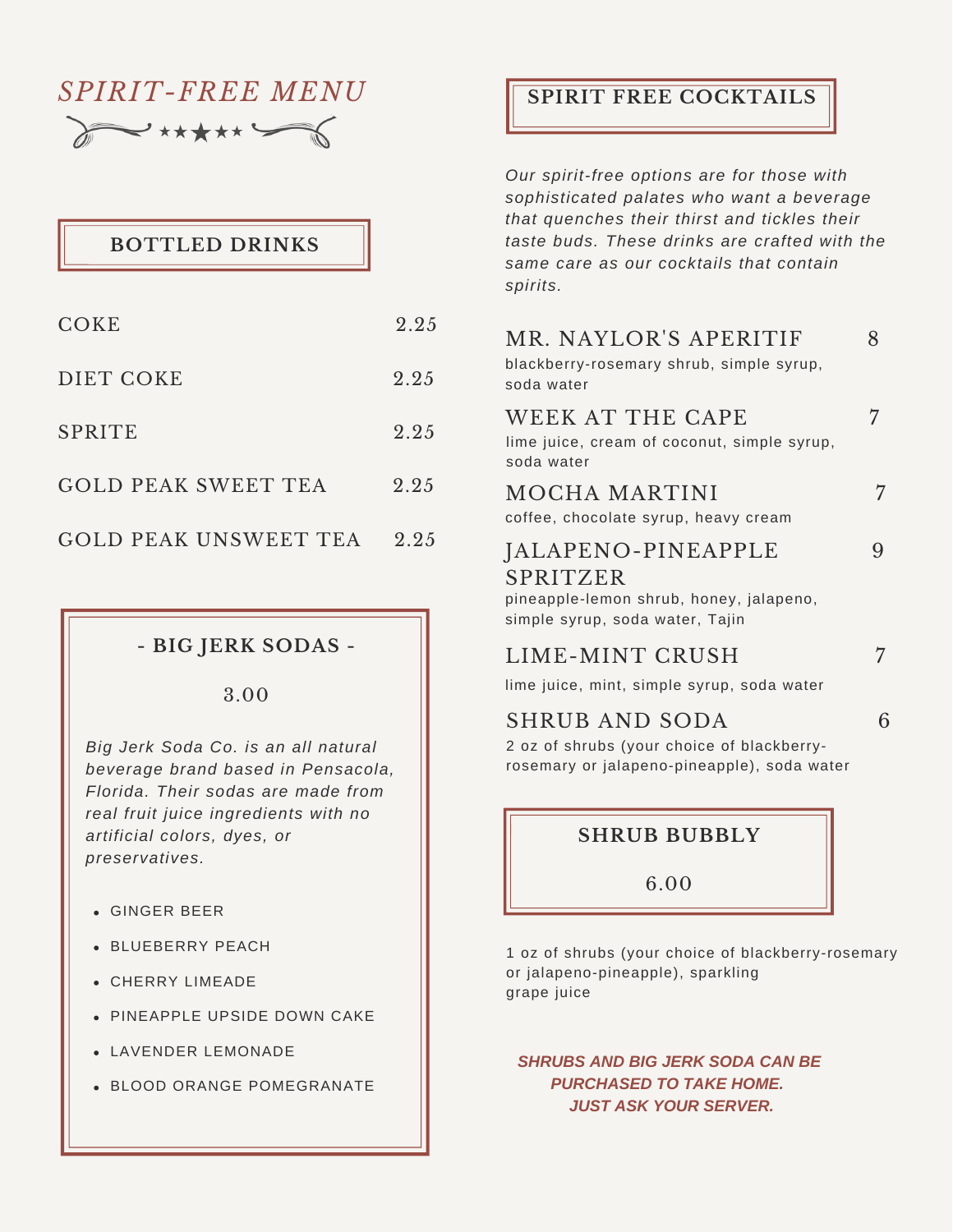# *SPIRIT-FREE MENU*

## BOTTLED DRINKS

| Item | Price |
|---|---|
| COKE | 2.25 |
| DIET COKE | 2.25 |
| SPRITE | 2.25 |
| GOLD PEAK SWEET TEA | 2.25 |
| GOLD PEAK UNSWEET TEA | 2.25 |

## - BIG JERK SODAS -

3.00

*Big Jerk Soda Co. is an all natural beverage brand based in Pensacola, Florida. Their sodas are made from real fruit juice ingredients with no artificial colors, dyes, or preservatives.*

- GINGER BEER
- BLUEBERRY PEACH
- CHERRY LIMEADE
- PINEAPPLE UPSIDE DOWN CAKE
- LAVENDER LEMONADE
- BLOOD ORANGE POMEGRANATE

## SPIRIT FREE COCKTAILS

*Our spirit-free options are for those with sophisticated palates who want a beverage that quenches their thirst and tickles their taste buds. These drinks are crafted with the same care as our cocktails that contain spirits.*

**MR. NAYLOR'S APERITIF** — 8
blackberry-rosemary shrub, simple syrup, soda water

**WEEK AT THE CAPE** — 7
lime juice, cream of coconut, simple syrup, soda water

**MOCHA MARTINI** — 7
coffee, chocolate syrup, heavy cream

**JALAPENO-PINEAPPLE SPRITZER** — 9
pineapple-lemon shrub, honey, jalapeno, simple syrup, soda water, Tajin

**LIME-MINT CRUSH** — 7
lime juice, mint, simple syrup, soda water

**SHRUB AND SODA** — 6
2 oz of shrubs (your choice of blackberry-rosemary or jalapeno-pineapple), soda water

## SHRUB BUBBLY

6.00

1 oz of shrubs (your choice of blackberry-rosemary or jalapeno-pineapple), sparkling grape juice

***SHRUBS AND BIG JERK SODA CAN BE PURCHASED TO TAKE HOME. JUST ASK YOUR SERVER.***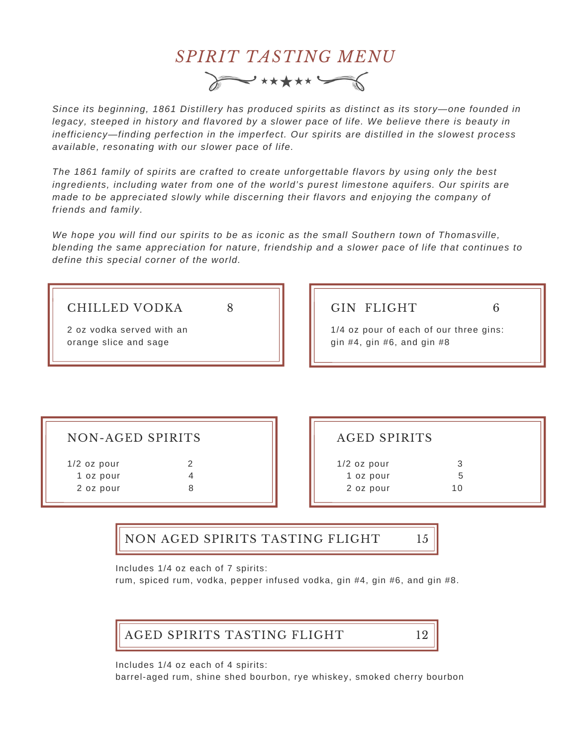# *SPIRIT TASTING MENU*

*Since its beginning, 1861 Distillery has produced spirits as distinct as its story—one founded in legacy, steeped in history and flavored by a slower pace of life. We believe there is beauty in inefficiency—finding perfection in the imperfect. Our spirits are distilled in the slowest process available, resonating with our slower pace of life.*

*The 1861 family of spirits are crafted to create unforgettable flavors by using only the best ingredients, including water from one of the world's purest limestone aquifers. Our spirits are made to be appreciated slowly while discerning their flavors and enjoying the company of friends and family.*

*We hope you will find our spirits to be as iconic as the small Southern town of Thomasville, blending the same appreciation for nature, friendship and a slower pace of life that continues to define this special corner of the world.*

## CHILLED VODKA — 8

2 oz vodka served with an orange slice and sage

## GIN FLIGHT — 6

1/4 oz pour of each of our three gins: gin #4, gin #6, and gin #8

## NON-AGED SPIRITS

| Pour | Price |
|---|---|
| 1/2 oz pour | 2 |
| 1 oz pour | 4 |
| 2 oz pour | 8 |

## AGED SPIRITS

| Pour | Price |
|---|---|
| 1/2 oz pour | 3 |
| 1 oz pour | 5 |
| 2 oz pour | 10 |

## NON AGED SPIRITS TASTING FLIGHT — 15

Includes 1/4 oz each of 7 spirits:
rum, spiced rum, vodka, pepper infused vodka, gin #4, gin #6, and gin #8.

## AGED SPIRITS TASTING FLIGHT — 12

Includes 1/4 oz each of 4 spirits:
barrel-aged rum, shine shed bourbon, rye whiskey, smoked cherry bourbon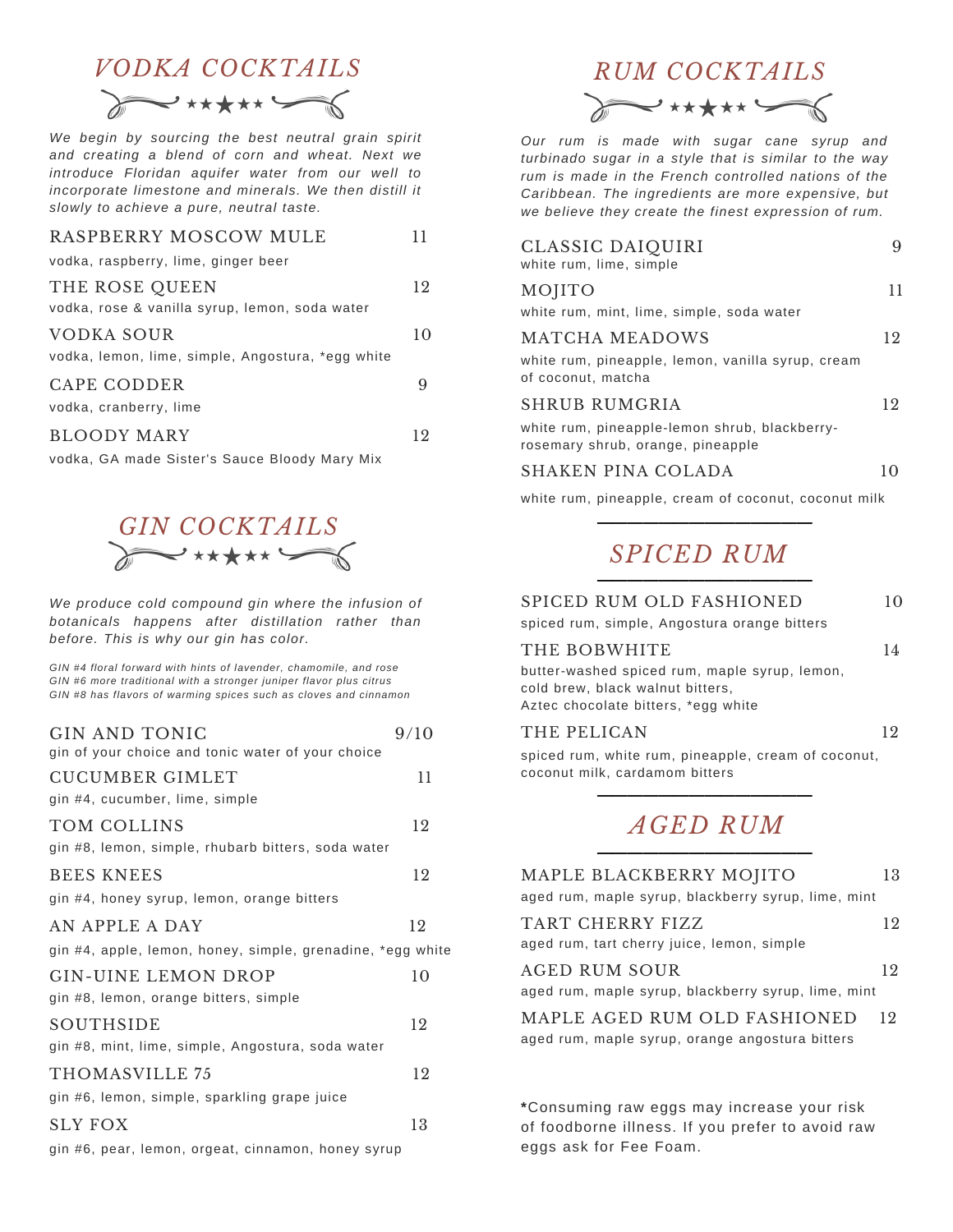## *VODKA COCKTAILS*

*We begin by sourcing the best neutral grain spirit and creating a blend of corn and wheat. Next we introduce Floridan aquifer water from our well to incorporate limestone and minerals. We then distill it slowly to achieve a pure, neutral taste.*

RASPBERRY MOSCOW MULE — 11
vodka, raspberry, lime, ginger beer

THE ROSE QUEEN — 12
vodka, rose & vanilla syrup, lemon, soda water

VODKA SOUR — 10
vodka, lemon, lime, simple, Angostura, *egg white

CAPE CODDER — 9
vodka, cranberry, lime

BLOODY MARY — 12
vodka, GA made Sister's Sauce Bloody Mary Mix

## *GIN COCKTAILS*

*We produce cold compound gin where the infusion of botanicals happens after distillation rather than before. This is why our gin has color.*

*GIN #4 floral forward with hints of lavender, chamomile, and rose*
*GIN #6 more traditional with a stronger juniper flavor plus citrus*
*GIN #8 has flavors of warming spices such as cloves and cinnamon*

GIN AND TONIC — 9/10
gin of your choice and tonic water of your choice

CUCUMBER GIMLET — 11
gin #4, cucumber, lime, simple

TOM COLLINS — 12
gin #8, lemon, simple, rhubarb bitters, soda water

BEES KNEES — 12
gin #4, honey syrup, lemon, orange bitters

AN APPLE A DAY — 12
gin #4, apple, lemon, honey, simple, grenadine, *egg white

GIN-UINE LEMON DROP — 10
gin #8, lemon, orange bitters, simple

SOUTHSIDE — 12
gin #8, mint, lime, simple, Angostura, soda water

THOMASVILLE 75 — 12
gin #6, lemon, simple, sparkling grape juice

SLY FOX — 13
gin #6, pear, lemon, orgeat, cinnamon, honey syrup

## *RUM COCKTAILS*

*Our rum is made with sugar cane syrup and turbinado sugar in a style that is similar to the way rum is made in the French controlled nations of the Caribbean. The ingredients are more expensive, but we believe they create the finest expression of rum.*

CLASSIC DAIQUIRI — 9
white rum, lime, simple

MOJITO — 11
white rum, mint, lime, simple, soda water

MATCHA MEADOWS — 12
white rum, pineapple, lemon, vanilla syrup, cream of coconut, matcha

SHRUB RUMGRIA — 12
white rum, pineapple-lemon shrub, blackberry-rosemary shrub, orange, pineapple

SHAKEN PINA COLADA — 10
white rum, pineapple, cream of coconut, coconut milk

## *SPICED RUM*

SPICED RUM OLD FASHIONED — 10
spiced rum, simple, Angostura orange bitters

THE BOBWHITE — 14
butter-washed spiced rum, maple syrup, lemon, cold brew, black walnut bitters, Aztec chocolate bitters, *egg white

THE PELICAN — 12
spiced rum, white rum, pineapple, cream of coconut, coconut milk, cardamom bitters

## *AGED RUM*

MAPLE BLACKBERRY MOJITO — 13
aged rum, maple syrup, blackberry syrup, lime, mint

TART CHERRY FIZZ — 12
aged rum, tart cherry juice, lemon, simple

AGED RUM SOUR — 12
aged rum, maple syrup, blackberry syrup, lime, mint

MAPLE AGED RUM OLD FASHIONED — 12
aged rum, maple syrup, orange angostura bitters

**\***Consuming raw eggs may increase your risk of foodborne illness. If you prefer to avoid raw eggs ask for Fee Foam.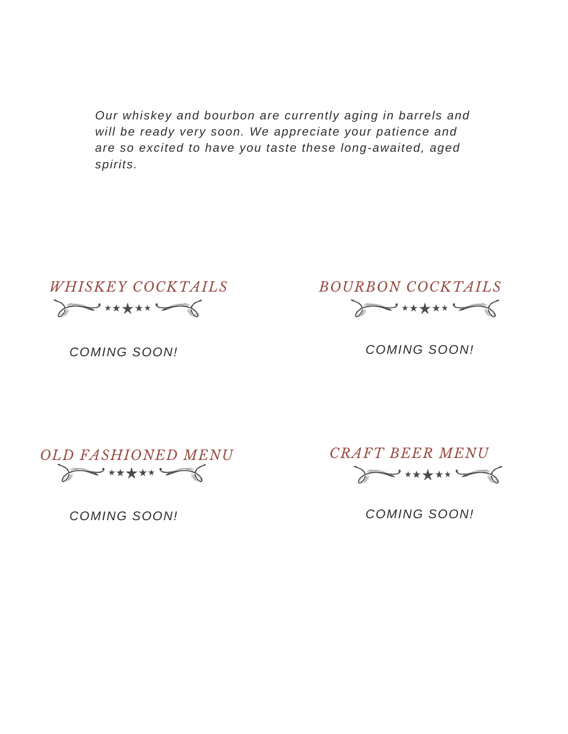*Our whiskey and bourbon are currently aging in barrels and will be ready very soon. We appreciate your patience and are so excited to have you taste these long-awaited, aged spirits.*

## *WHISKEY COCKTAILS*

*COMING SOON!*

## *BOURBON COCKTAILS*

*COMING SOON!*

## *OLD FASHIONED MENU*

*COMING SOON!*

## *CRAFT BEER MENU*

*COMING SOON!*